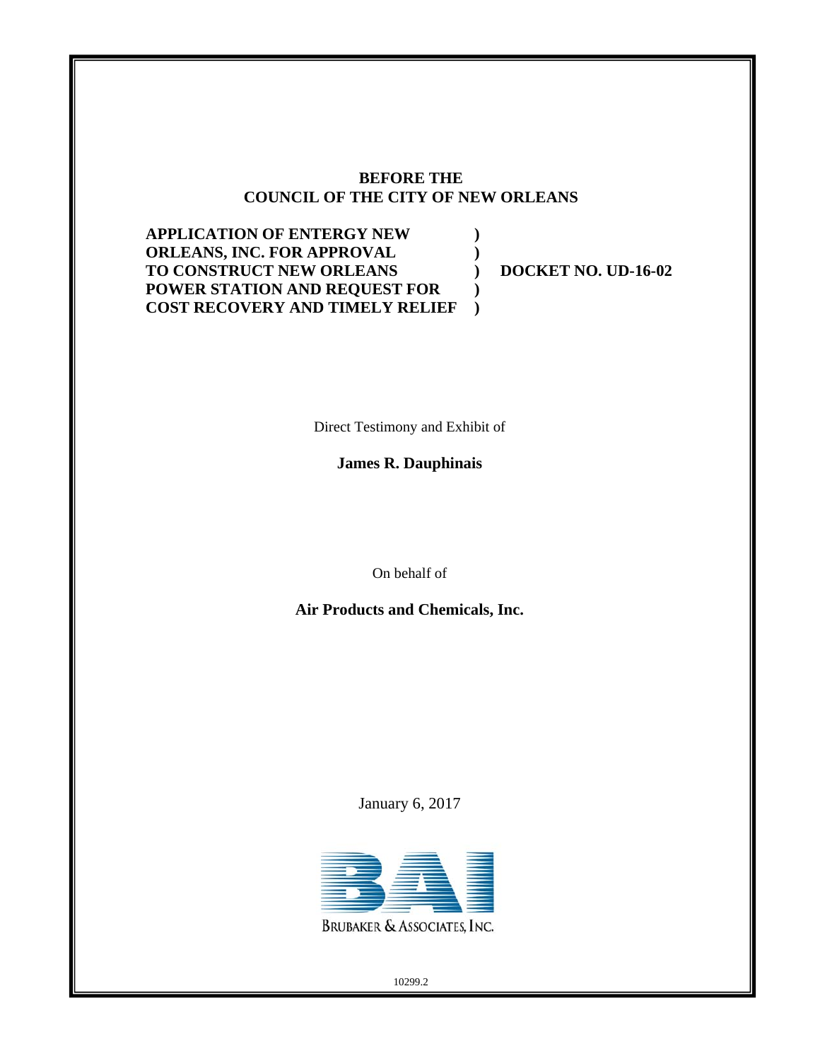**BEFORE THE**
**COUNCIL OF THE CITY OF NEW ORLEANS**

| | | |
|---|---|---|
| **APPLICATION OF ENTERGY NEW** | **)** | |
| **ORLEANS, INC. FOR APPROVAL** | **)** | |
| **TO CONSTRUCT NEW ORLEANS** | **)** | **DOCKET NO. UD-16-02** |
| **POWER STATION AND REQUEST FOR** | **)** | |
| **COST RECOVERY AND TIMELY RELIEF** | **)** | |

Direct Testimony and Exhibit of

**James R. Dauphinais**

On behalf of

**Air Products and Chemicals, Inc.**

January 6, 2017

BRUBAKER & ASSOCIATES, INC.

10299.2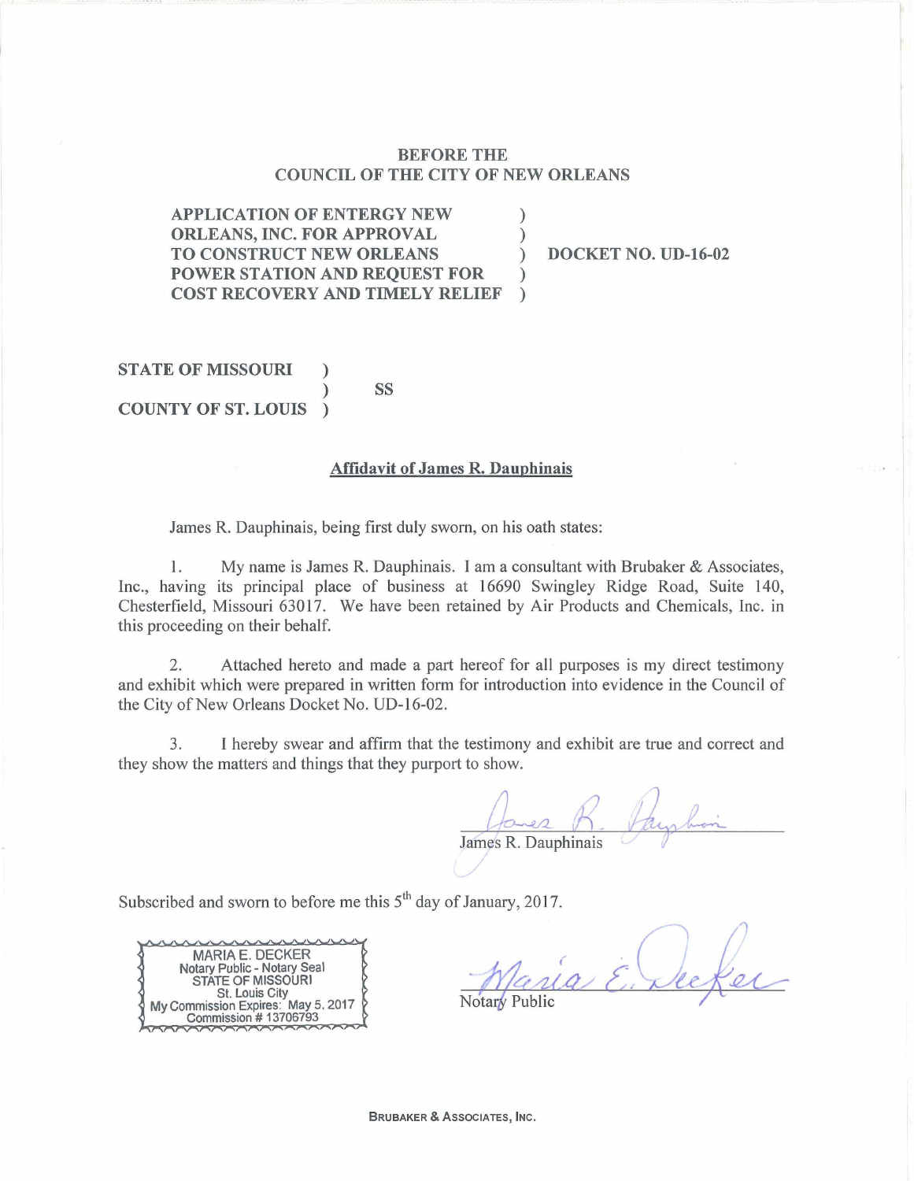**BEFORE THE**
**COUNCIL OF THE CITY OF NEW ORLEANS**

| | | |
|---|---|---|
| **APPLICATION OF ENTERGY NEW ORLEANS, INC. FOR APPROVAL TO CONSTRUCT NEW ORLEANS POWER STATION AND REQUEST FOR COST RECOVERY AND TIMELY RELIEF** | ) | **DOCKET NO. UD-16-02** |

**STATE OF MISSOURI** )
) SS
**COUNTY OF ST. LOUIS** )

**Affidavit of James R. Dauphinais**

James R. Dauphinais, being first duly sworn, on his oath states:

1. My name is James R. Dauphinais. I am a consultant with Brubaker & Associates, Inc., having its principal place of business at 16690 Swingley Ridge Road, Suite 140, Chesterfield, Missouri 63017. We have been retained by Air Products and Chemicals, Inc. in this proceeding on their behalf.

2. Attached hereto and made a part hereof for all purposes is my direct testimony and exhibit which were prepared in written form for introduction into evidence in the Council of the City of New Orleans Docket No. UD-16-02.

3. I hereby swear and affirm that the testimony and exhibit are true and correct and they show the matters and things that they purport to show.

James R. Dauphinais

Subscribed and sworn to before me this 5th day of January, 2017.

MARIA E. DECKER
Notary Public - Notary Seal
STATE OF MISSOURI
St. Louis City
My Commission Expires: May 5, 2017
Commission # 13706793

Notary Public

BRUBAKER & ASSOCIATES, INC.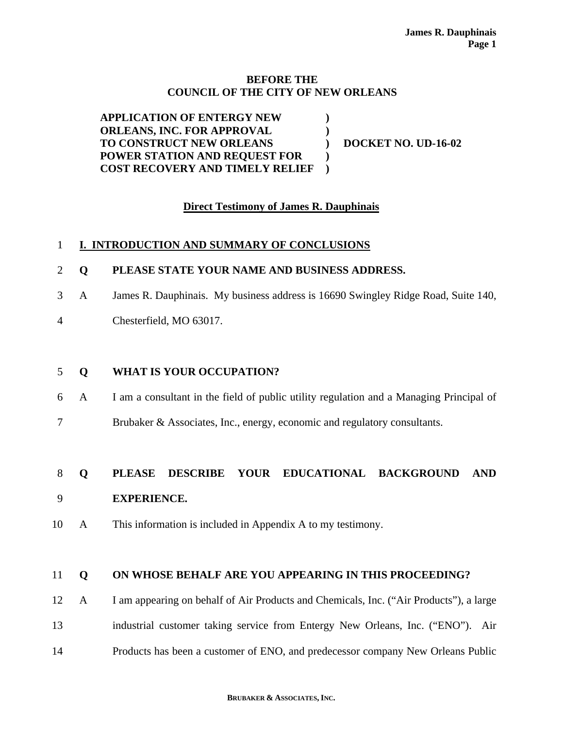**BEFORE THE**
**COUNCIL OF THE CITY OF NEW ORLEANS**

| | | |
|---|---|---|
| **APPLICATION OF ENTERGY NEW ORLEANS, INC. FOR APPROVAL TO CONSTRUCT NEW ORLEANS POWER STATION AND REQUEST FOR COST RECOVERY AND TIMELY RELIEF** | **)** | **DOCKET NO. UD-16-02** |

**Direct Testimony of James R. Dauphinais**

## I. INTRODUCTION AND SUMMARY OF CONCLUSIONS

**Q PLEASE STATE YOUR NAME AND BUSINESS ADDRESS.**

A James R. Dauphinais. My business address is 16690 Swingley Ridge Road, Suite 140, Chesterfield, MO 63017.

**Q WHAT IS YOUR OCCUPATION?**

A I am a consultant in the field of public utility regulation and a Managing Principal of Brubaker & Associates, Inc., energy, economic and regulatory consultants.

**Q PLEASE DESCRIBE YOUR EDUCATIONAL BACKGROUND AND EXPERIENCE.**

A This information is included in Appendix A to my testimony.

**Q ON WHOSE BEHALF ARE YOU APPEARING IN THIS PROCEEDING?**

A I am appearing on behalf of Air Products and Chemicals, Inc. ("Air Products"), a large industrial customer taking service from Entergy New Orleans, Inc. ("ENO"). Air Products has been a customer of ENO, and predecessor company New Orleans Public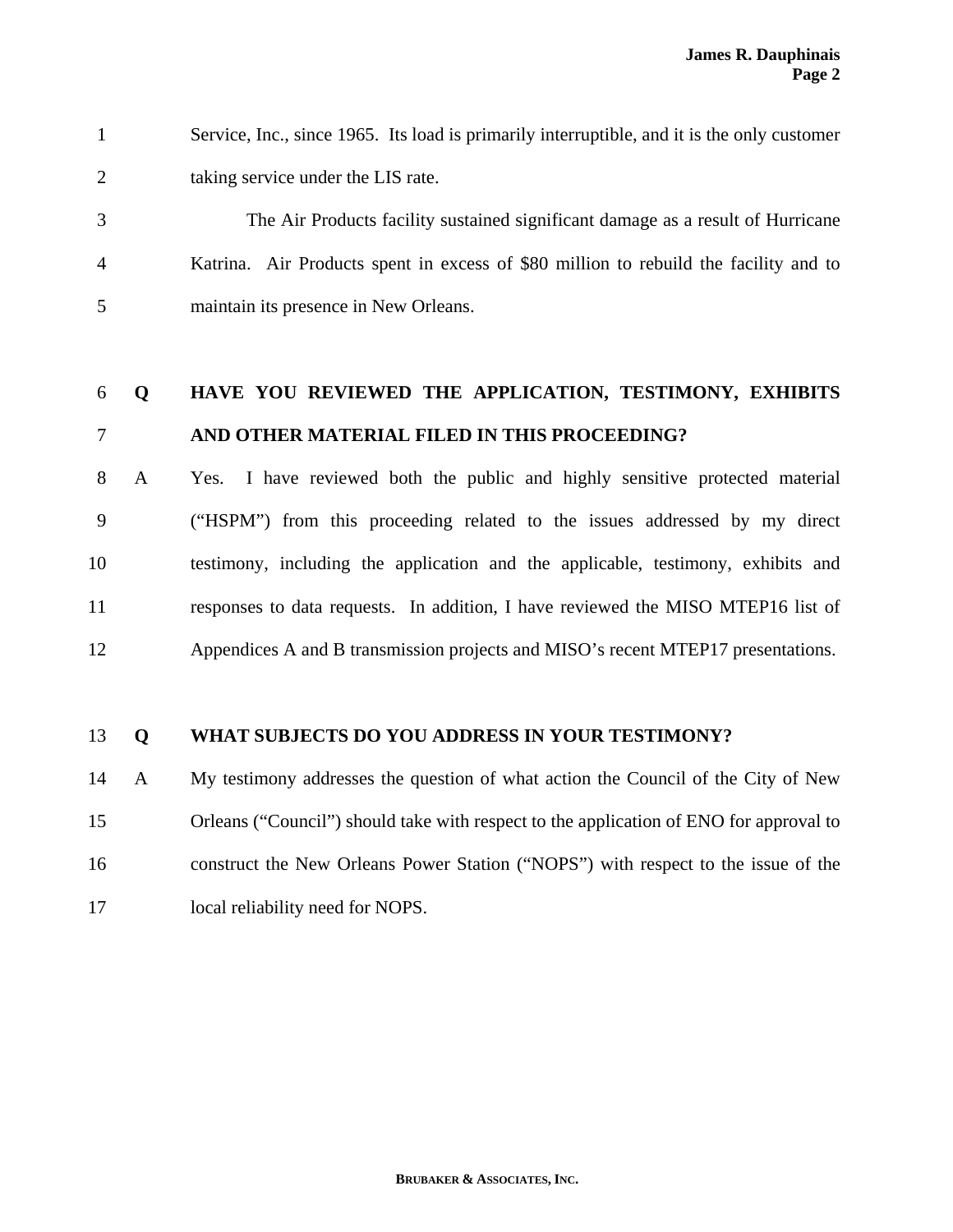Service, Inc., since 1965. Its load is primarily interruptible, and it is the only customer taking service under the LIS rate.

The Air Products facility sustained significant damage as a result of Hurricane Katrina. Air Products spent in excess of $80 million to rebuild the facility and to maintain its presence in New Orleans.

**Q HAVE YOU REVIEWED THE APPLICATION, TESTIMONY, EXHIBITS AND OTHER MATERIAL FILED IN THIS PROCEEDING?**

A Yes. I have reviewed both the public and highly sensitive protected material ("HSPM") from this proceeding related to the issues addressed by my direct testimony, including the application and the applicable, testimony, exhibits and responses to data requests. In addition, I have reviewed the MISO MTEP16 list of Appendices A and B transmission projects and MISO's recent MTEP17 presentations.

**Q WHAT SUBJECTS DO YOU ADDRESS IN YOUR TESTIMONY?**

A My testimony addresses the question of what action the Council of the City of New Orleans ("Council") should take with respect to the application of ENO for approval to construct the New Orleans Power Station ("NOPS") with respect to the issue of the local reliability need for NOPS.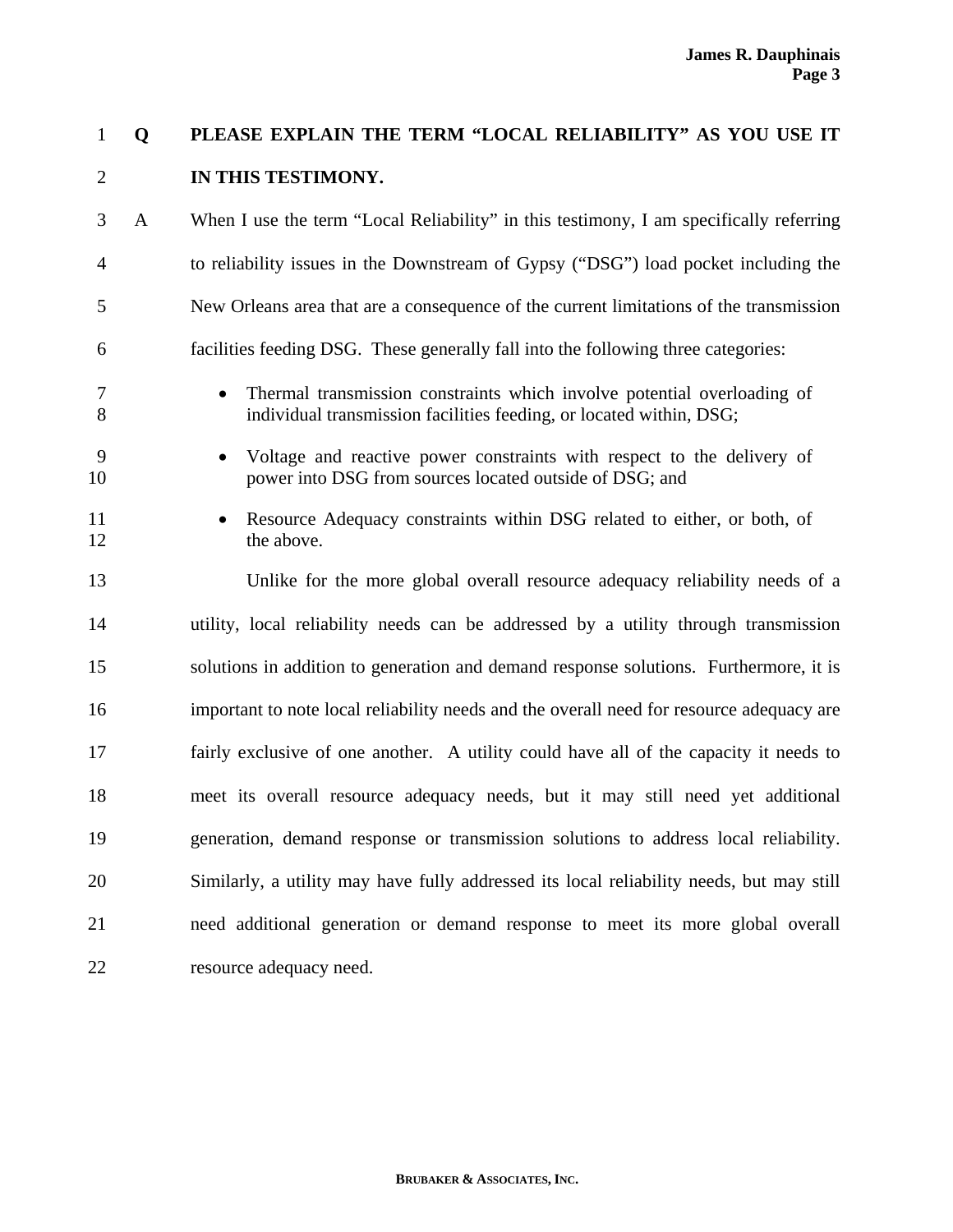**Q PLEASE EXPLAIN THE TERM "LOCAL RELIABILITY" AS YOU USE IT IN THIS TESTIMONY.**

A When I use the term "Local Reliability" in this testimony, I am specifically referring to reliability issues in the Downstream of Gypsy ("DSG") load pocket including the New Orleans area that are a consequence of the current limitations of the transmission facilities feeding DSG. These generally fall into the following three categories:

- Thermal transmission constraints which involve potential overloading of individual transmission facilities feeding, or located within, DSG;
- Voltage and reactive power constraints with respect to the delivery of power into DSG from sources located outside of DSG; and
- Resource Adequacy constraints within DSG related to either, or both, of the above.

Unlike for the more global overall resource adequacy reliability needs of a utility, local reliability needs can be addressed by a utility through transmission solutions in addition to generation and demand response solutions. Furthermore, it is important to note local reliability needs and the overall need for resource adequacy are fairly exclusive of one another. A utility could have all of the capacity it needs to meet its overall resource adequacy needs, but it may still need yet additional generation, demand response or transmission solutions to address local reliability. Similarly, a utility may have fully addressed its local reliability needs, but may still need additional generation or demand response to meet its more global overall resource adequacy need.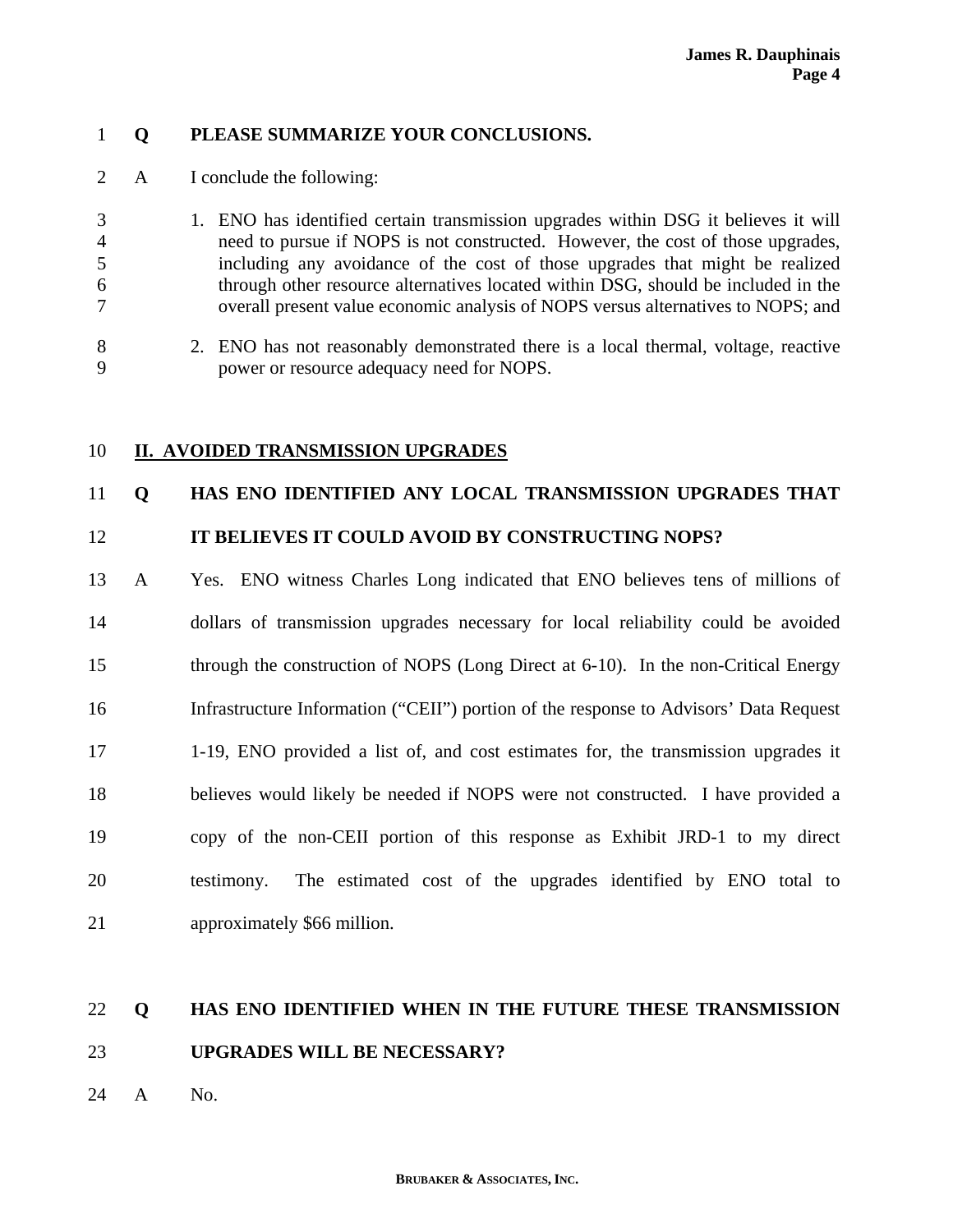**Q PLEASE SUMMARIZE YOUR CONCLUSIONS.**

A I conclude the following:

1. ENO has identified certain transmission upgrades within DSG it believes it will need to pursue if NOPS is not constructed. However, the cost of those upgrades, including any avoidance of the cost of those upgrades that might be realized through other resource alternatives located within DSG, should be included in the overall present value economic analysis of NOPS versus alternatives to NOPS; and

2. ENO has not reasonably demonstrated there is a local thermal, voltage, reactive power or resource adequacy need for NOPS.

## II. AVOIDED TRANSMISSION UPGRADES

**Q HAS ENO IDENTIFIED ANY LOCAL TRANSMISSION UPGRADES THAT IT BELIEVES IT COULD AVOID BY CONSTRUCTING NOPS?**

A Yes. ENO witness Charles Long indicated that ENO believes tens of millions of dollars of transmission upgrades necessary for local reliability could be avoided through the construction of NOPS (Long Direct at 6-10). In the non-Critical Energy Infrastructure Information ("CEII") portion of the response to Advisors' Data Request 1-19, ENO provided a list of, and cost estimates for, the transmission upgrades it believes would likely be needed if NOPS were not constructed. I have provided a copy of the non-CEII portion of this response as Exhibit JRD-1 to my direct testimony. The estimated cost of the upgrades identified by ENO total to approximately $66 million.

**Q HAS ENO IDENTIFIED WHEN IN THE FUTURE THESE TRANSMISSION UPGRADES WILL BE NECESSARY?**

A No.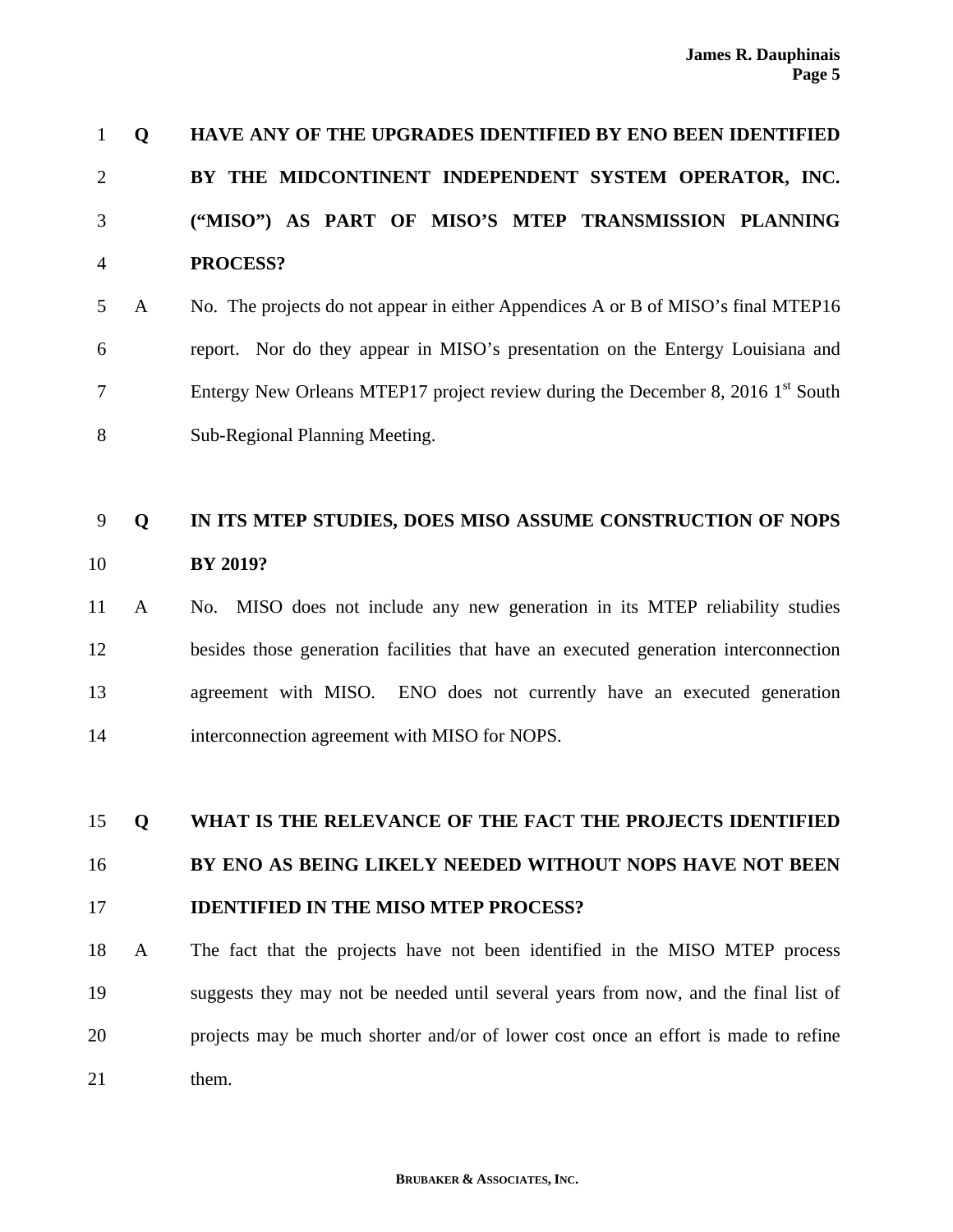**Q HAVE ANY OF THE UPGRADES IDENTIFIED BY ENO BEEN IDENTIFIED BY THE MIDCONTINENT INDEPENDENT SYSTEM OPERATOR, INC. ("MISO") AS PART OF MISO'S MTEP TRANSMISSION PLANNING PROCESS?**

A No. The projects do not appear in either Appendices A or B of MISO's final MTEP16 report. Nor do they appear in MISO's presentation on the Entergy Louisiana and Entergy New Orleans MTEP17 project review during the December 8, 2016 1st South Sub-Regional Planning Meeting.

**Q IN ITS MTEP STUDIES, DOES MISO ASSUME CONSTRUCTION OF NOPS BY 2019?**

A No. MISO does not include any new generation in its MTEP reliability studies besides those generation facilities that have an executed generation interconnection agreement with MISO. ENO does not currently have an executed generation interconnection agreement with MISO for NOPS.

**Q WHAT IS THE RELEVANCE OF THE FACT THE PROJECTS IDENTIFIED BY ENO AS BEING LIKELY NEEDED WITHOUT NOPS HAVE NOT BEEN IDENTIFIED IN THE MISO MTEP PROCESS?**

A The fact that the projects have not been identified in the MISO MTEP process suggests they may not be needed until several years from now, and the final list of projects may be much shorter and/or of lower cost once an effort is made to refine them.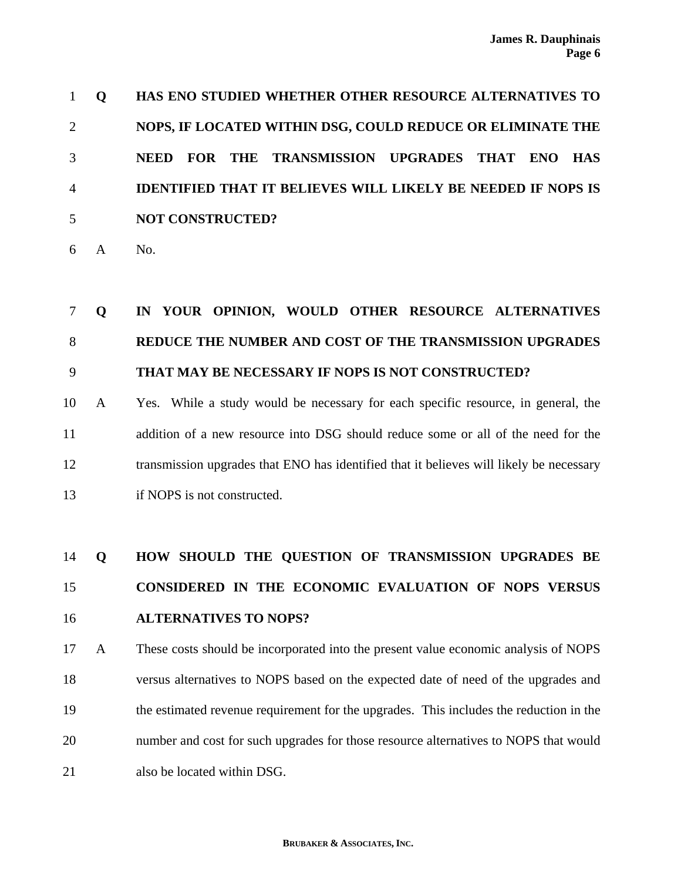**Q HAS ENO STUDIED WHETHER OTHER RESOURCE ALTERNATIVES TO NOPS, IF LOCATED WITHIN DSG, COULD REDUCE OR ELIMINATE THE NEED FOR THE TRANSMISSION UPGRADES THAT ENO HAS IDENTIFIED THAT IT BELIEVES WILL LIKELY BE NEEDED IF NOPS IS NOT CONSTRUCTED?**

A No.

**Q IN YOUR OPINION, WOULD OTHER RESOURCE ALTERNATIVES REDUCE THE NUMBER AND COST OF THE TRANSMISSION UPGRADES THAT MAY BE NECESSARY IF NOPS IS NOT CONSTRUCTED?**

A Yes. While a study would be necessary for each specific resource, in general, the addition of a new resource into DSG should reduce some or all of the need for the transmission upgrades that ENO has identified that it believes will likely be necessary if NOPS is not constructed.

**Q HOW SHOULD THE QUESTION OF TRANSMISSION UPGRADES BE CONSIDERED IN THE ECONOMIC EVALUATION OF NOPS VERSUS ALTERNATIVES TO NOPS?**

A These costs should be incorporated into the present value economic analysis of NOPS versus alternatives to NOPS based on the expected date of need of the upgrades and the estimated revenue requirement for the upgrades. This includes the reduction in the number and cost for such upgrades for those resource alternatives to NOPS that would also be located within DSG.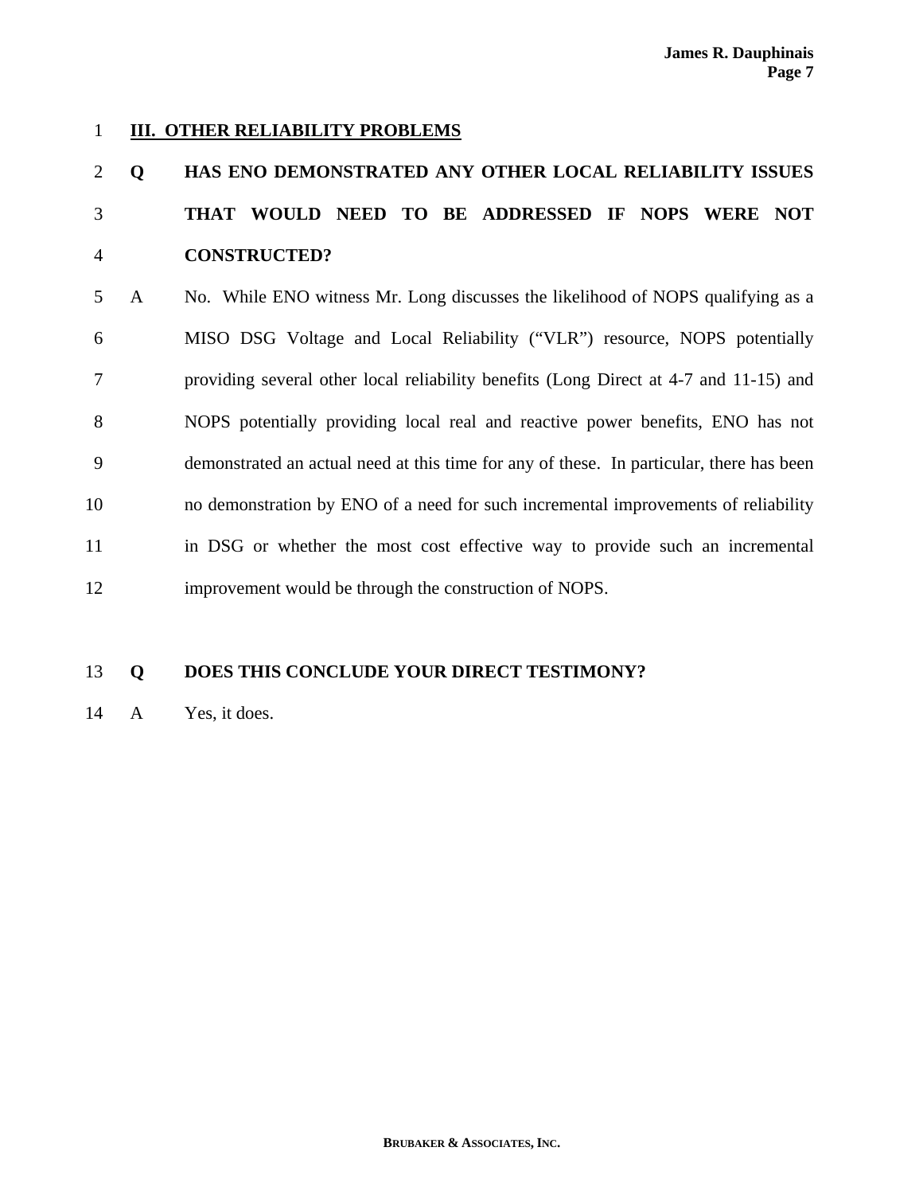## III. OTHER RELIABILITY PROBLEMS

**Q HAS ENO DEMONSTRATED ANY OTHER LOCAL RELIABILITY ISSUES THAT WOULD NEED TO BE ADDRESSED IF NOPS WERE NOT CONSTRUCTED?**

A No. While ENO witness Mr. Long discusses the likelihood of NOPS qualifying as a MISO DSG Voltage and Local Reliability ("VLR") resource, NOPS potentially providing several other local reliability benefits (Long Direct at 4-7 and 11-15) and NOPS potentially providing local real and reactive power benefits, ENO has not demonstrated an actual need at this time for any of these. In particular, there has been no demonstration by ENO of a need for such incremental improvements of reliability in DSG or whether the most cost effective way to provide such an incremental improvement would be through the construction of NOPS.

**Q DOES THIS CONCLUDE YOUR DIRECT TESTIMONY?**

A Yes, it does.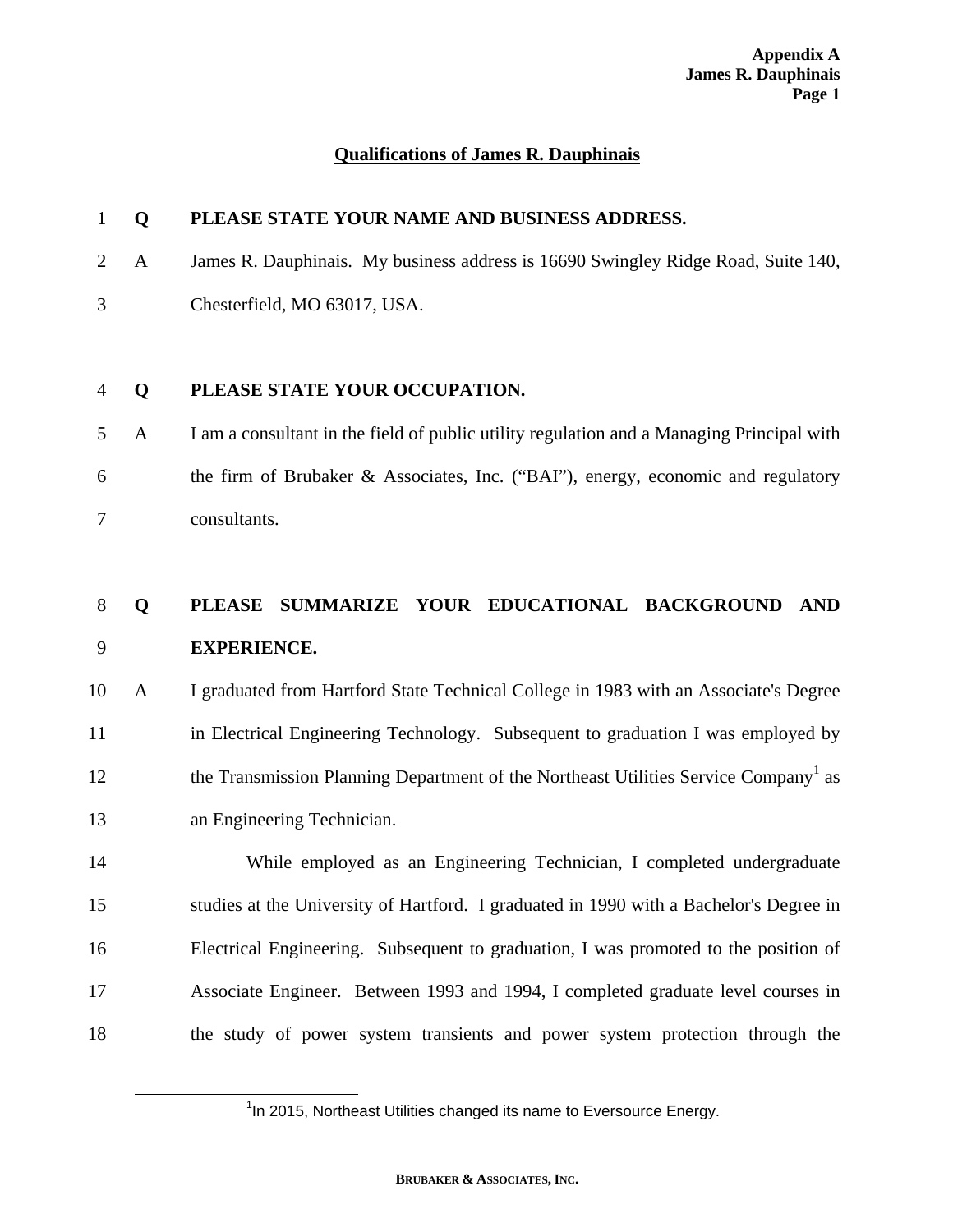## Qualifications of James R. Dauphinais

**Q PLEASE STATE YOUR NAME AND BUSINESS ADDRESS.**

A James R. Dauphinais. My business address is 16690 Swingley Ridge Road, Suite 140, Chesterfield, MO 63017, USA.

**Q PLEASE STATE YOUR OCCUPATION.**

A I am a consultant in the field of public utility regulation and a Managing Principal with the firm of Brubaker & Associates, Inc. ("BAI"), energy, economic and regulatory consultants.

**Q PLEASE SUMMARIZE YOUR EDUCATIONAL BACKGROUND AND EXPERIENCE.**

A I graduated from Hartford State Technical College in 1983 with an Associate's Degree in Electrical Engineering Technology. Subsequent to graduation I was employed by the Transmission Planning Department of the Northeast Utilities Service Company[1] as an Engineering Technician.

While employed as an Engineering Technician, I completed undergraduate studies at the University of Hartford. I graduated in 1990 with a Bachelor's Degree in Electrical Engineering. Subsequent to graduation, I was promoted to the position of Associate Engineer. Between 1993 and 1994, I completed graduate level courses in the study of power system transients and power system protection through the

[1] In 2015, Northeast Utilities changed its name to Eversource Energy.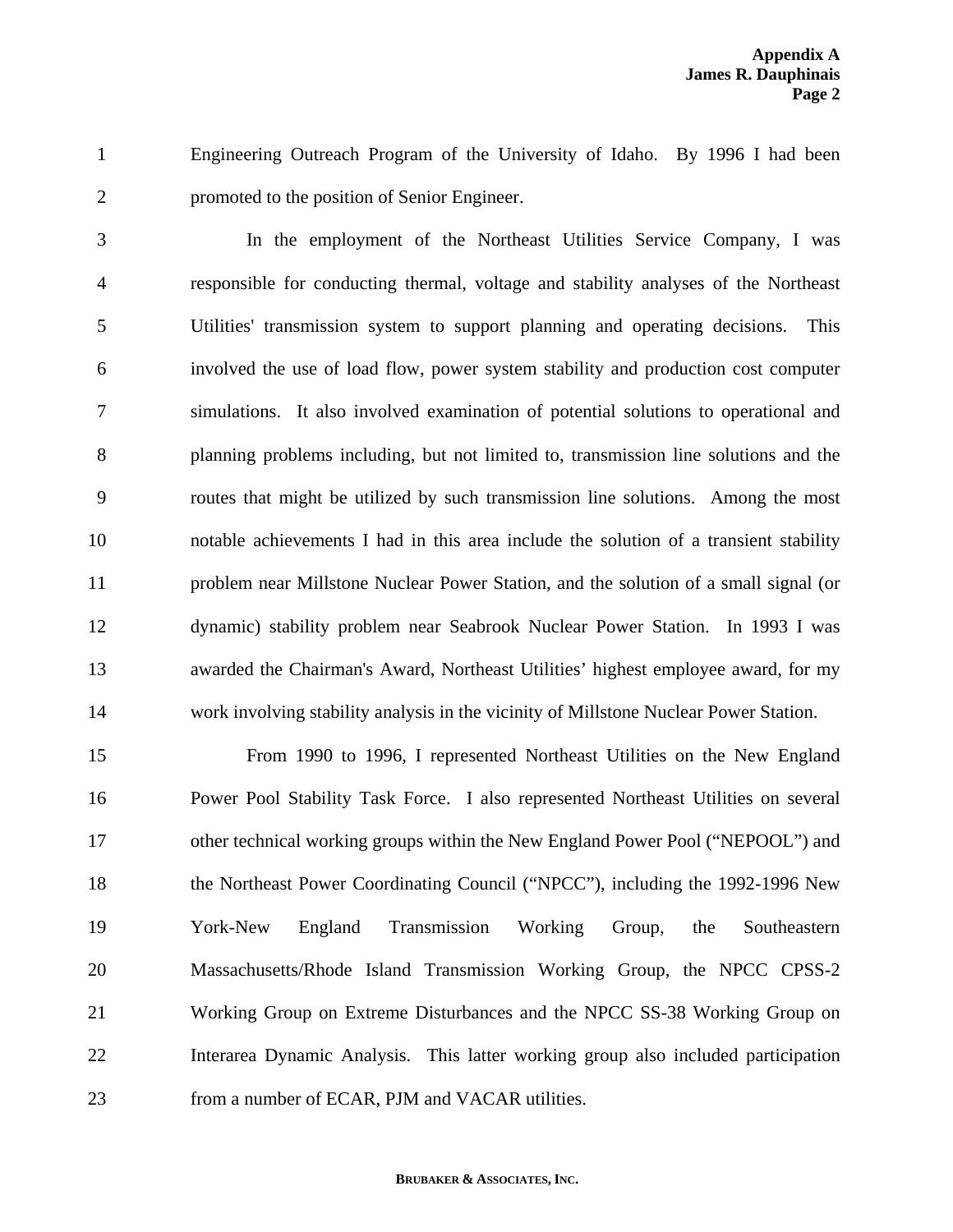Engineering Outreach Program of the University of Idaho. By 1996 I had been promoted to the position of Senior Engineer.

In the employment of the Northeast Utilities Service Company, I was responsible for conducting thermal, voltage and stability analyses of the Northeast Utilities' transmission system to support planning and operating decisions. This involved the use of load flow, power system stability and production cost computer simulations. It also involved examination of potential solutions to operational and planning problems including, but not limited to, transmission line solutions and the routes that might be utilized by such transmission line solutions. Among the most notable achievements I had in this area include the solution of a transient stability problem near Millstone Nuclear Power Station, and the solution of a small signal (or dynamic) stability problem near Seabrook Nuclear Power Station. In 1993 I was awarded the Chairman's Award, Northeast Utilities' highest employee award, for my work involving stability analysis in the vicinity of Millstone Nuclear Power Station.

From 1990 to 1996, I represented Northeast Utilities on the New England Power Pool Stability Task Force. I also represented Northeast Utilities on several other technical working groups within the New England Power Pool ("NEPOOL") and the Northeast Power Coordinating Council ("NPCC"), including the 1992-1996 New York-New England Transmission Working Group, the Southeastern Massachusetts/Rhode Island Transmission Working Group, the NPCC CPSS-2 Working Group on Extreme Disturbances and the NPCC SS-38 Working Group on Interarea Dynamic Analysis. This latter working group also included participation from a number of ECAR, PJM and VACAR utilities.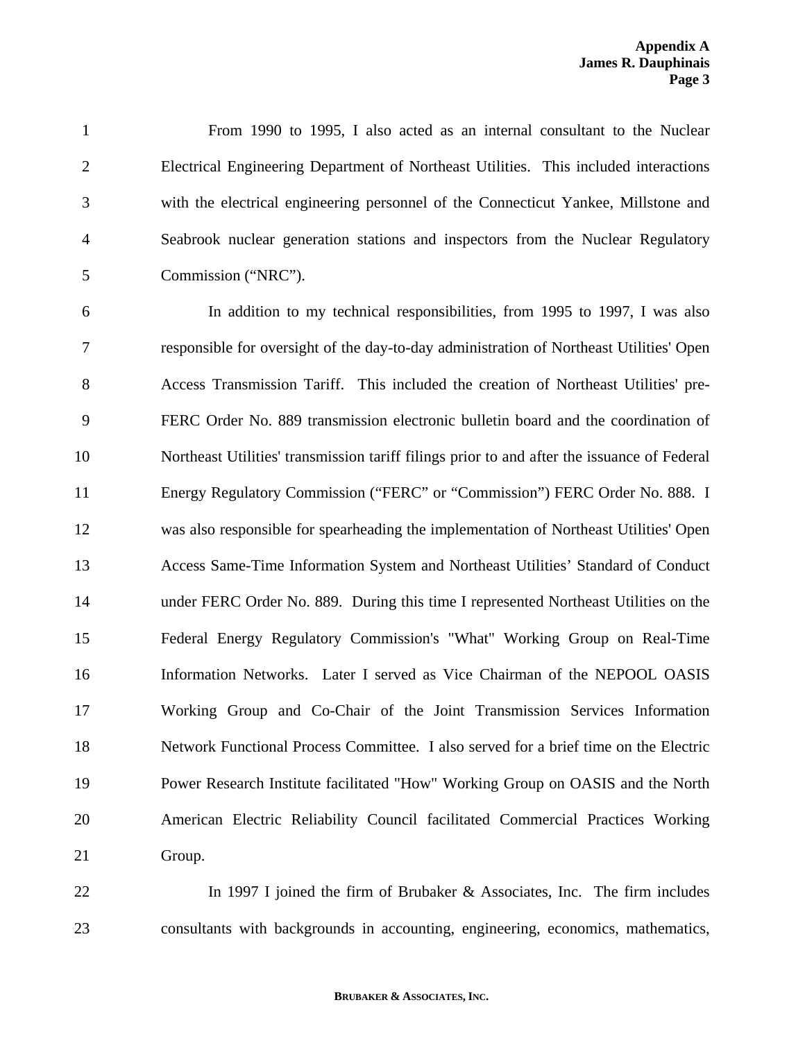From 1990 to 1995, I also acted as an internal consultant to the Nuclear Electrical Engineering Department of Northeast Utilities. This included interactions with the electrical engineering personnel of the Connecticut Yankee, Millstone and Seabrook nuclear generation stations and inspectors from the Nuclear Regulatory Commission ("NRC").

In addition to my technical responsibilities, from 1995 to 1997, I was also responsible for oversight of the day-to-day administration of Northeast Utilities' Open Access Transmission Tariff. This included the creation of Northeast Utilities' pre-FERC Order No. 889 transmission electronic bulletin board and the coordination of Northeast Utilities' transmission tariff filings prior to and after the issuance of Federal Energy Regulatory Commission ("FERC" or "Commission") FERC Order No. 888. I was also responsible for spearheading the implementation of Northeast Utilities' Open Access Same-Time Information System and Northeast Utilities' Standard of Conduct under FERC Order No. 889. During this time I represented Northeast Utilities on the Federal Energy Regulatory Commission's "What" Working Group on Real-Time Information Networks. Later I served as Vice Chairman of the NEPOOL OASIS Working Group and Co-Chair of the Joint Transmission Services Information Network Functional Process Committee. I also served for a brief time on the Electric Power Research Institute facilitated "How" Working Group on OASIS and the North American Electric Reliability Council facilitated Commercial Practices Working Group.

In 1997 I joined the firm of Brubaker & Associates, Inc. The firm includes consultants with backgrounds in accounting, engineering, economics, mathematics,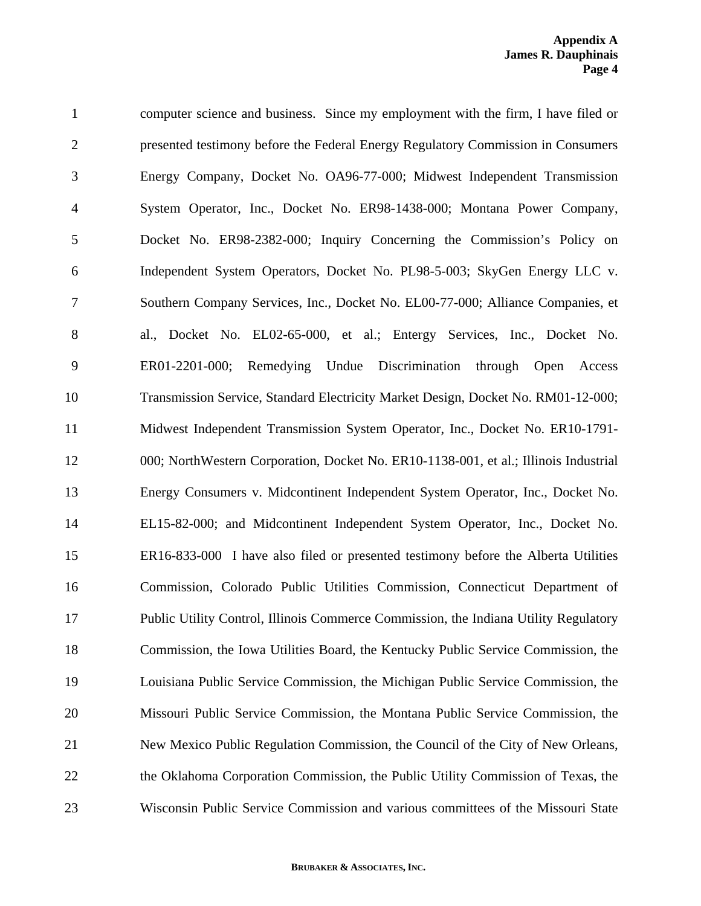computer science and business. Since my employment with the firm, I have filed or presented testimony before the Federal Energy Regulatory Commission in Consumers Energy Company, Docket No. OA96-77-000; Midwest Independent Transmission System Operator, Inc., Docket No. ER98-1438-000; Montana Power Company, Docket No. ER98-2382-000; Inquiry Concerning the Commission's Policy on Independent System Operators, Docket No. PL98-5-003; SkyGen Energy LLC v. Southern Company Services, Inc., Docket No. EL00-77-000; Alliance Companies, et al., Docket No. EL02-65-000, et al.; Entergy Services, Inc., Docket No. ER01-2201-000; Remedying Undue Discrimination through Open Access Transmission Service, Standard Electricity Market Design, Docket No. RM01-12-000; Midwest Independent Transmission System Operator, Inc., Docket No. ER10-1791-000; NorthWestern Corporation, Docket No. ER10-1138-001, et al.; Illinois Industrial Energy Consumers v. Midcontinent Independent System Operator, Inc., Docket No. EL15-82-000; and Midcontinent Independent System Operator, Inc., Docket No. ER16-833-000 I have also filed or presented testimony before the Alberta Utilities Commission, Colorado Public Utilities Commission, Connecticut Department of Public Utility Control, Illinois Commerce Commission, the Indiana Utility Regulatory Commission, the Iowa Utilities Board, the Kentucky Public Service Commission, the Louisiana Public Service Commission, the Michigan Public Service Commission, the Missouri Public Service Commission, the Montana Public Service Commission, the New Mexico Public Regulation Commission, the Council of the City of New Orleans, the Oklahoma Corporation Commission, the Public Utility Commission of Texas, the Wisconsin Public Service Commission and various committees of the Missouri State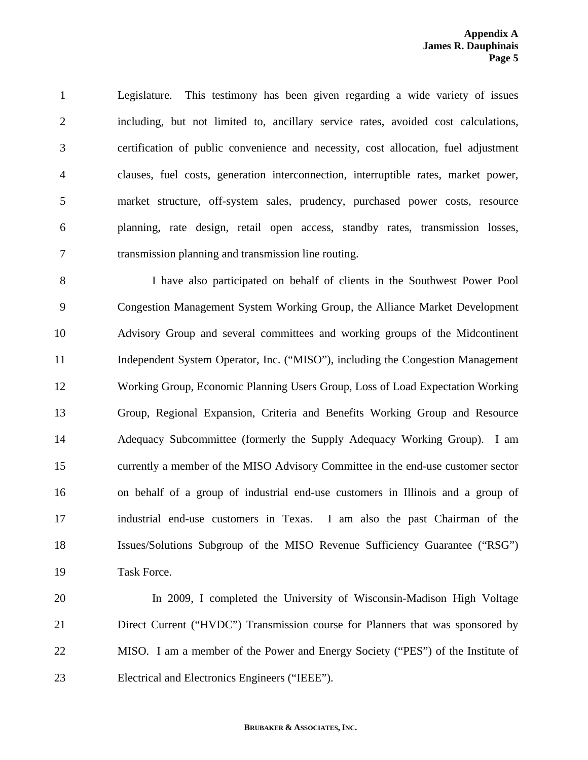Legislature. This testimony has been given regarding a wide variety of issues including, but not limited to, ancillary service rates, avoided cost calculations, certification of public convenience and necessity, cost allocation, fuel adjustment clauses, fuel costs, generation interconnection, interruptible rates, market power, market structure, off-system sales, prudency, purchased power costs, resource planning, rate design, retail open access, standby rates, transmission losses, transmission planning and transmission line routing.

I have also participated on behalf of clients in the Southwest Power Pool Congestion Management System Working Group, the Alliance Market Development Advisory Group and several committees and working groups of the Midcontinent Independent System Operator, Inc. ("MISO"), including the Congestion Management Working Group, Economic Planning Users Group, Loss of Load Expectation Working Group, Regional Expansion, Criteria and Benefits Working Group and Resource Adequacy Subcommittee (formerly the Supply Adequacy Working Group). I am currently a member of the MISO Advisory Committee in the end-use customer sector on behalf of a group of industrial end-use customers in Illinois and a group of industrial end-use customers in Texas. I am also the past Chairman of the Issues/Solutions Subgroup of the MISO Revenue Sufficiency Guarantee ("RSG") Task Force.

In 2009, I completed the University of Wisconsin-Madison High Voltage Direct Current ("HVDC") Transmission course for Planners that was sponsored by MISO. I am a member of the Power and Energy Society ("PES") of the Institute of Electrical and Electronics Engineers ("IEEE").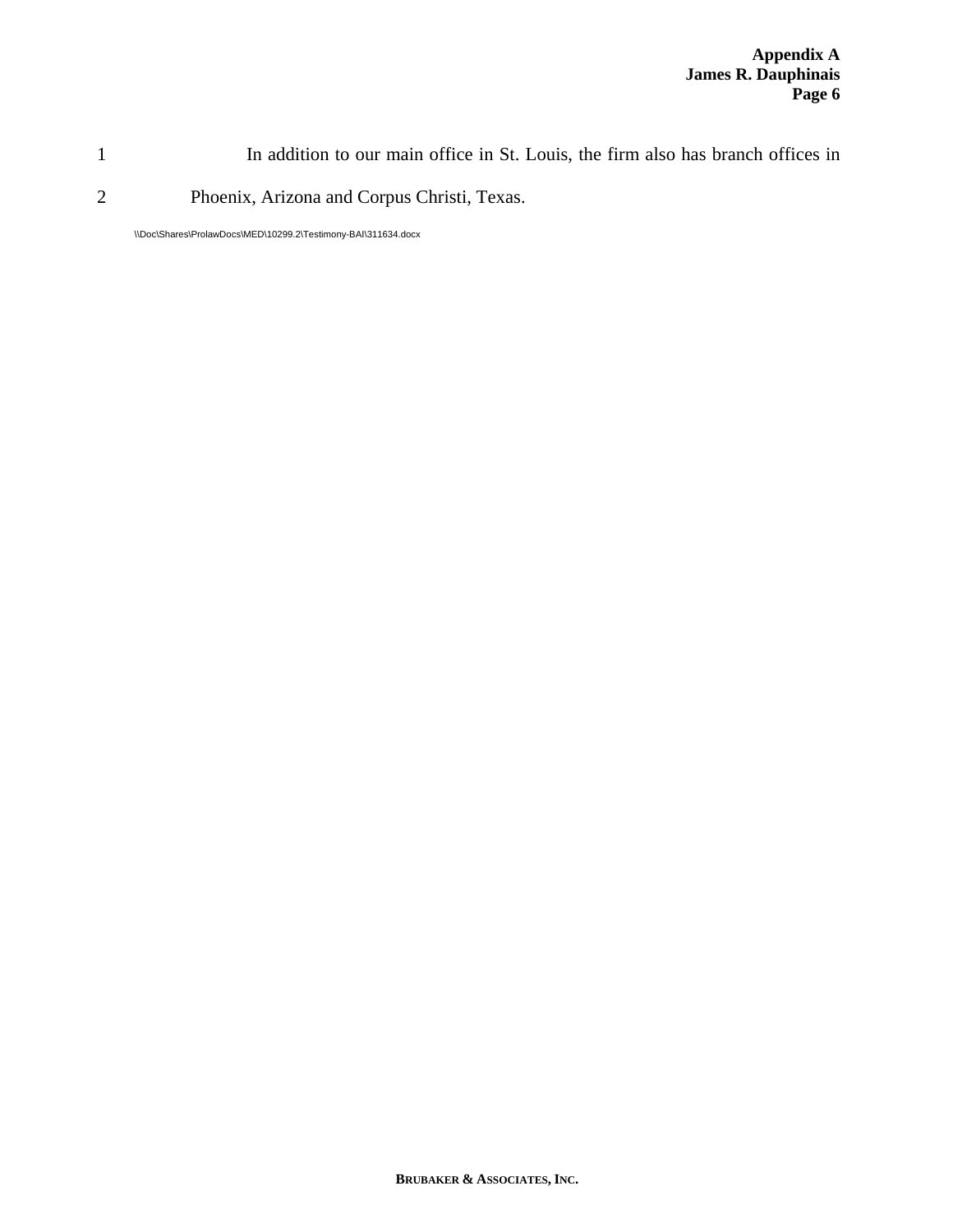In addition to our main office in St. Louis, the firm also has branch offices in Phoenix, Arizona and Corpus Christi, Texas.

\\Doc\Shares\ProlawDocs\MED\10299.2\Testimony-BAI\311634.docx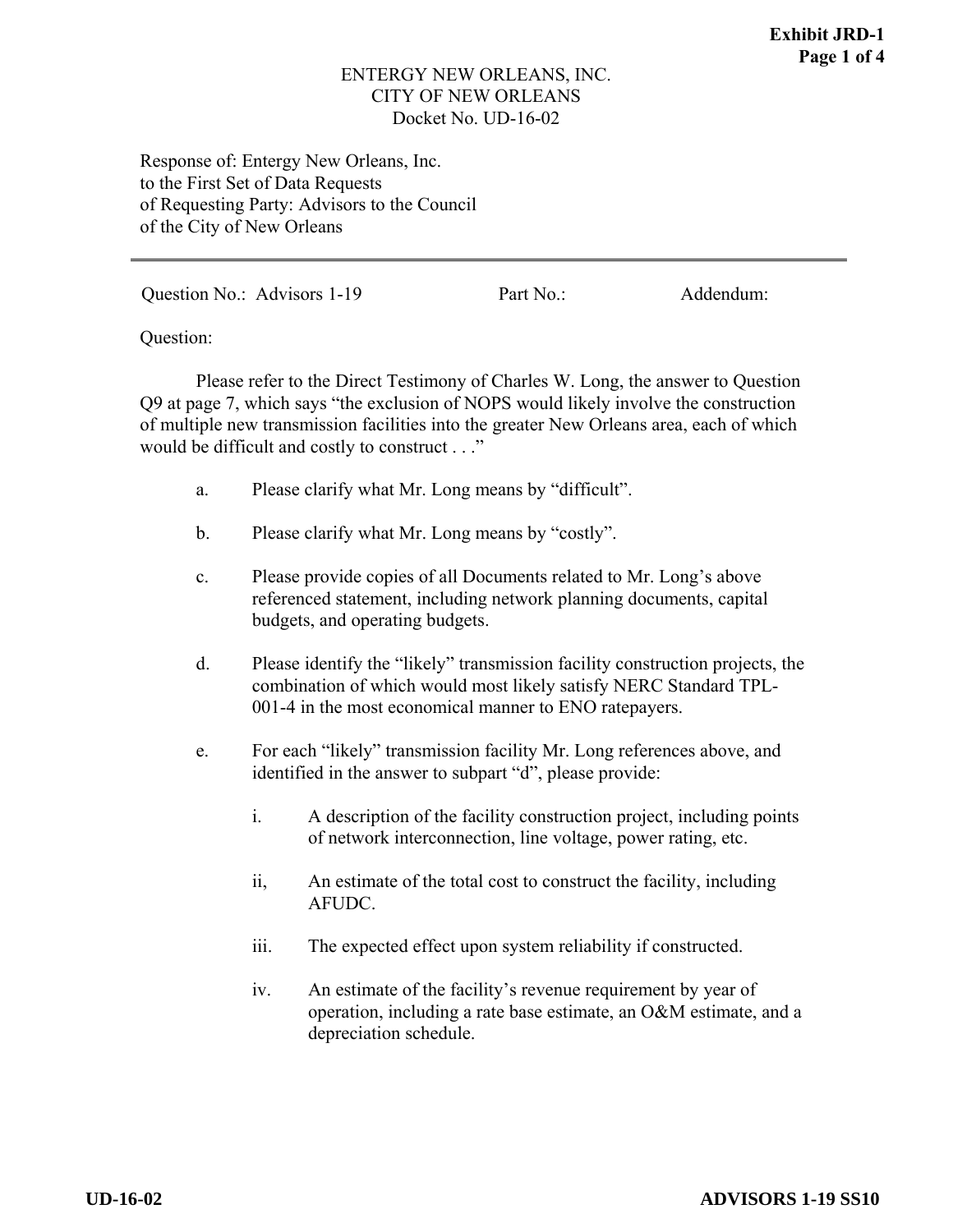ENTERGY NEW ORLEANS, INC.
CITY OF NEW ORLEANS
Docket No. UD-16-02

Response of: Entergy New Orleans, Inc.
to the First Set of Data Requests
of Requesting Party: Advisors to the Council
of the City of New Orleans

---

Question No.: Advisors 1-19 Part No.: Addendum:

Question:

Please refer to the Direct Testimony of Charles W. Long, the answer to Question Q9 at page 7, which says "the exclusion of NOPS would likely involve the construction of multiple new transmission facilities into the greater New Orleans area, each of which would be difficult and costly to construct . . ."

a. Please clarify what Mr. Long means by "difficult".

b. Please clarify what Mr. Long means by "costly".

c. Please provide copies of all Documents related to Mr. Long's above referenced statement, including network planning documents, capital budgets, and operating budgets.

d. Please identify the "likely" transmission facility construction projects, the combination of which would most likely satisfy NERC Standard TPL-001-4 in the most economical manner to ENO ratepayers.

e. For each "likely" transmission facility Mr. Long references above, and identified in the answer to subpart "d", please provide:

   i. A description of the facility construction project, including points of network interconnection, line voltage, power rating, etc.

   ii, An estimate of the total cost to construct the facility, including AFUDC.

   iii. The expected effect upon system reliability if constructed.

   iv. An estimate of the facility's revenue requirement by year of operation, including a rate base estimate, an O&M estimate, and a depreciation schedule.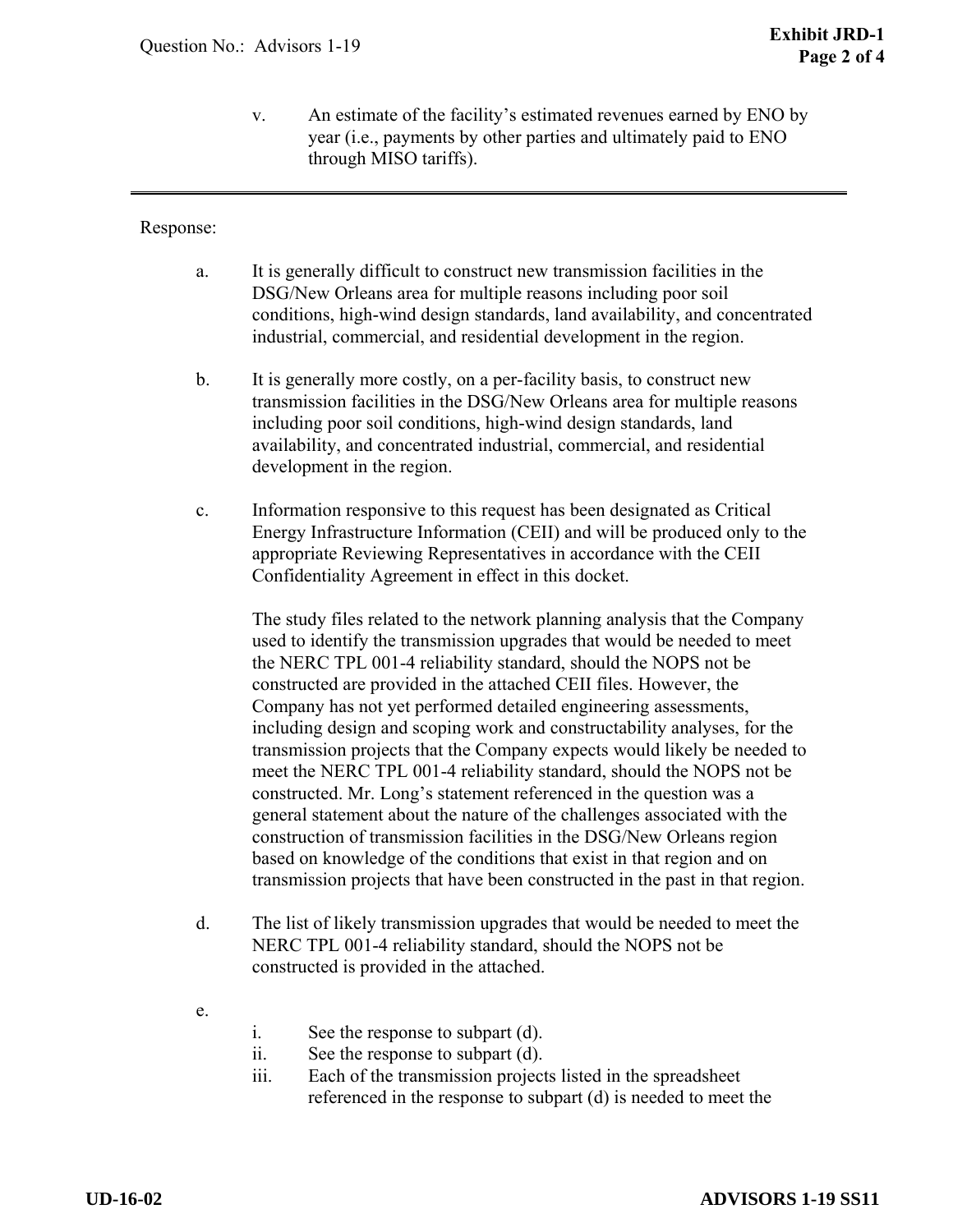v. An estimate of the facility's estimated revenues earned by ENO by year (i.e., payments by other parties and ultimately paid to ENO through MISO tariffs).

---

Response:

a. It is generally difficult to construct new transmission facilities in the DSG/New Orleans area for multiple reasons including poor soil conditions, high-wind design standards, land availability, and concentrated industrial, commercial, and residential development in the region.

b. It is generally more costly, on a per-facility basis, to construct new transmission facilities in the DSG/New Orleans area for multiple reasons including poor soil conditions, high-wind design standards, land availability, and concentrated industrial, commercial, and residential development in the region.

c. Information responsive to this request has been designated as Critical Energy Infrastructure Information (CEII) and will be produced only to the appropriate Reviewing Representatives in accordance with the CEII Confidentiality Agreement in effect in this docket.

   The study files related to the network planning analysis that the Company used to identify the transmission upgrades that would be needed to meet the NERC TPL 001-4 reliability standard, should the NOPS not be constructed are provided in the attached CEII files. However, the Company has not yet performed detailed engineering assessments, including design and scoping work and constructability analyses, for the transmission projects that the Company expects would likely be needed to meet the NERC TPL 001-4 reliability standard, should the NOPS not be constructed. Mr. Long's statement referenced in the question was a general statement about the nature of the challenges associated with the construction of transmission facilities in the DSG/New Orleans region based on knowledge of the conditions that exist in that region and on transmission projects that have been constructed in the past in that region.

d. The list of likely transmission upgrades that would be needed to meet the NERC TPL 001-4 reliability standard, should the NOPS not be constructed is provided in the attached.

e.
   i. See the response to subpart (d).
   ii. See the response to subpart (d).
   iii. Each of the transmission projects listed in the spreadsheet referenced in the response to subpart (d) is needed to meet the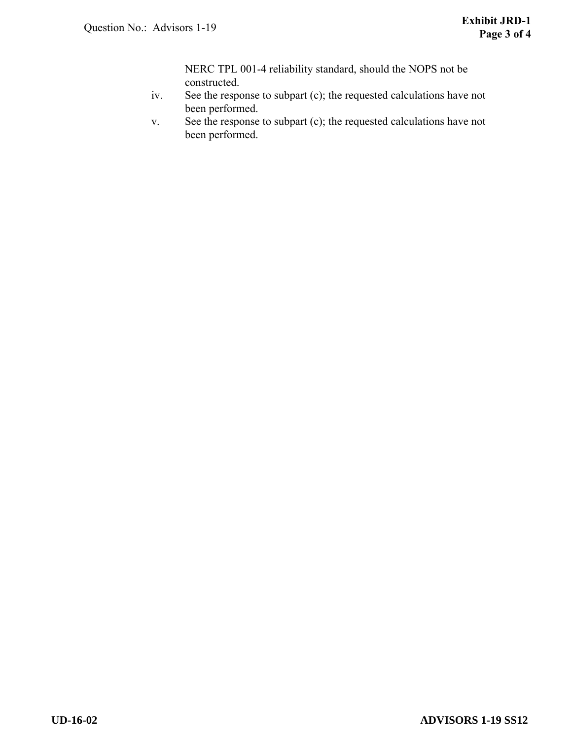NERC TPL 001-4 reliability standard, should the NOPS not be constructed.

iv. See the response to subpart (c); the requested calculations have not been performed.

v. See the response to subpart (c); the requested calculations have not been performed.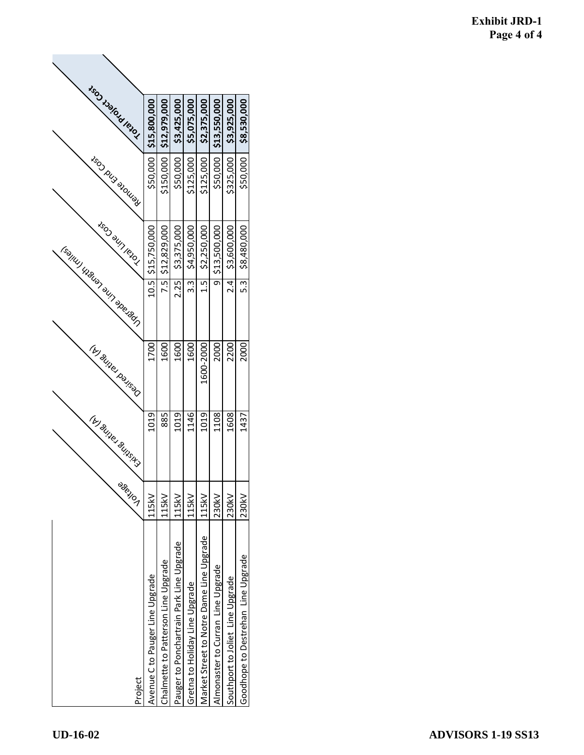**Exhibit JRD-1**
**Page 4 of 4**

| Project | Voltage | Existing rating (A) | Desired rating (A) | Upgrade Line Length (miles) | Total Line Cost | Remote End Cost | Total Project Cost |
|---|---|---|---|---|---|---|---|
| Avenue C to Pauger Line Upgrade | 115kV | 1019 | 1700 | 10.5 | $15,750,000 | $50,000 | **$15,800,000** |
| Chalmette to Patterson Line Upgrade | 115kV | 885 | 1600 | 7.5 | $12,829,000 | $150,000 | **$12,979,000** |
| Pauger to Ponchartrain Park Line Upgrade | 115kV | 1019 | 1600 | 2.25 | $3,375,000 | $50,000 | **$3,425,000** |
| Gretna to Holiday Line Upgrade | 115kV | 1146 | 1600 | 3.3 | $4,950,000 | $125,000 | **$5,075,000** |
| Market Street to Notre Dame Line Upgrade | 115kV | 1019 | 1600-2000 | 1.5 | $2,250,000 | $125,000 | **$2,375,000** |
| Almonaster to Curran Line Upgrade | 230kV | 1108 | 2000 | 9 | $13,500,000 | $50,000 | **$13,550,000** |
| Southport to Joliet Line Upgrade | 230kV | 1608 | 2200 | 2.4 | $3,600,000 | $325,000 | **$3,925,000** |
| Goodhope to Destrehan Line Upgrade | 230kV | 1437 | 2000 | 5.3 | $8,480,000 | $50,000 | **$8,530,000** |